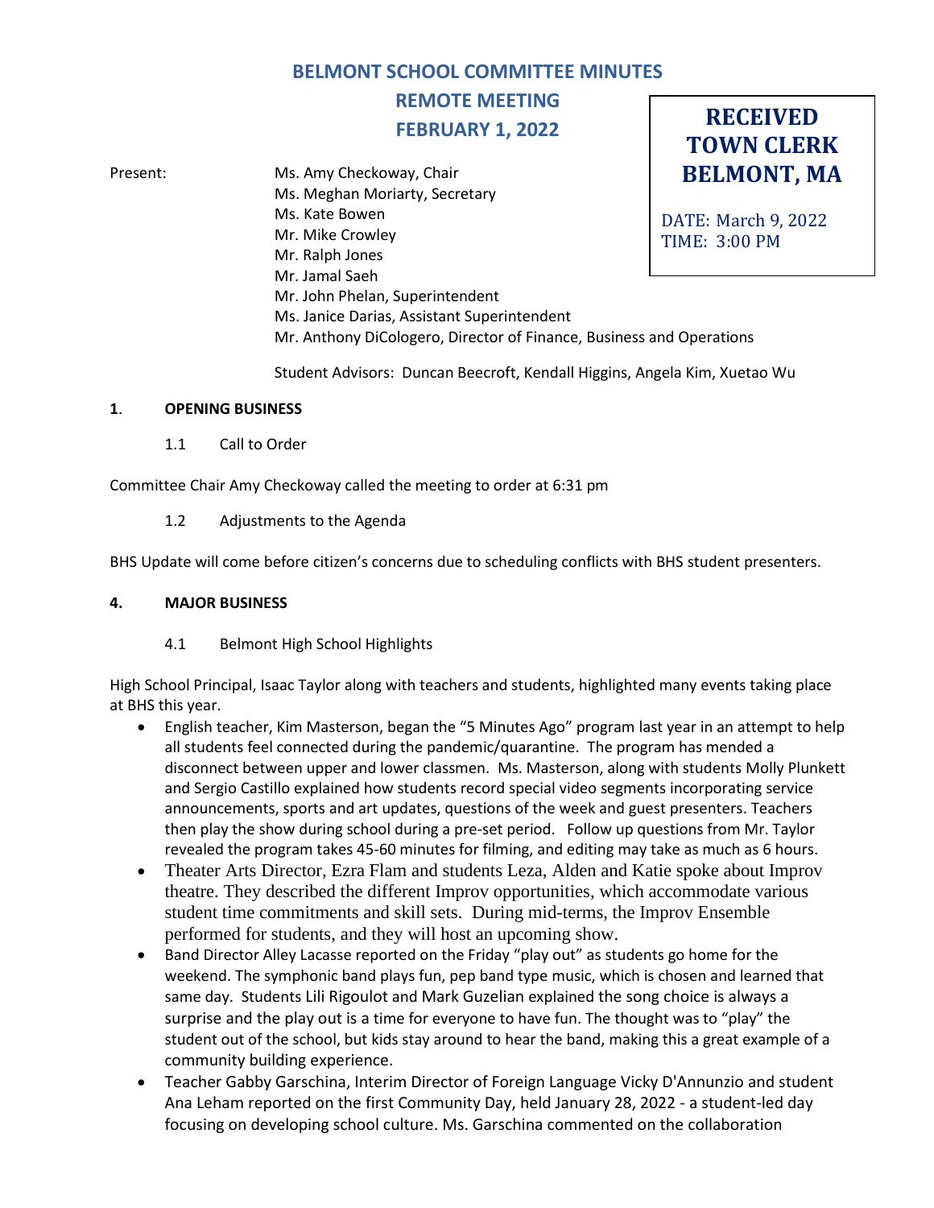# BELMONT SCHOOL COMMITTEE MINUTES

## REMOTE MEETING

## FEBRUARY 1, 2022

**RECEIVED TOWN CLERK BELMONT, MA**

DATE: March 9, 2022
TIME: 3:00 PM

Present:
Ms. Amy Checkoway, Chair
Ms. Meghan Moriarty, Secretary
Ms. Kate Bowen
Mr. Mike Crowley
Mr. Ralph Jones
Mr. Jamal Saeh
Mr. John Phelan, Superintendent
Ms. Janice Darias, Assistant Superintendent
Mr. Anthony DiCologero, Director of Finance, Business and Operations

Student Advisors: Duncan Beecroft, Kendall Higgins, Angela Kim, Xuetao Wu

**1. OPENING BUSINESS**

1.1 Call to Order

Committee Chair Amy Checkoway called the meeting to order at 6:31 pm

1.2 Adjustments to the Agenda

BHS Update will come before citizen's concerns due to scheduling conflicts with BHS student presenters.

**4. MAJOR BUSINESS**

4.1 Belmont High School Highlights

High School Principal, Isaac Taylor along with teachers and students, highlighted many events taking place at BHS this year.

- English teacher, Kim Masterson, began the "5 Minutes Ago" program last year in an attempt to help all students feel connected during the pandemic/quarantine. The program has mended a disconnect between upper and lower classmen. Ms. Masterson, along with students Molly Plunkett and Sergio Castillo explained how students record special video segments incorporating service announcements, sports and art updates, questions of the week and guest presenters. Teachers then play the show during school during a pre-set period. Follow up questions from Mr. Taylor revealed the program takes 45-60 minutes for filming, and editing may take as much as 6 hours.
- Theater Arts Director, Ezra Flam and students Leza, Alden and Katie spoke about Improv theatre. They described the different Improv opportunities, which accommodate various student time commitments and skill sets. During mid-terms, the Improv Ensemble performed for students, and they will host an upcoming show.
- Band Director Alley Lacasse reported on the Friday "play out" as students go home for the weekend. The symphonic band plays fun, pep band type music, which is chosen and learned that same day. Students Lili Rigoulot and Mark Guzelian explained the song choice is always a surprise and the play out is a time for everyone to have fun. The thought was to "play" the student out of the school, but kids stay around to hear the band, making this a great example of a community building experience.
- Teacher Gabby Garschina, Interim Director of Foreign Language Vicky D'Annunzio and student Ana Leham reported on the first Community Day, held January 28, 2022 - a student-led day focusing on developing school culture. Ms. Garschina commented on the collaboration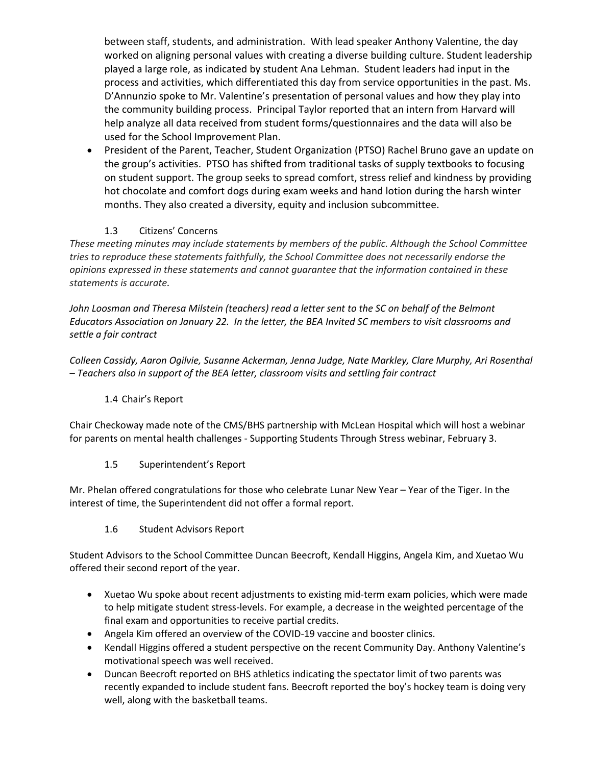between staff, students, and administration. With lead speaker Anthony Valentine, the day worked on aligning personal values with creating a diverse building culture. Student leadership played a large role, as indicated by student Ana Lehman. Student leaders had input in the process and activities, which differentiated this day from service opportunities in the past. Ms. D'Annunzio spoke to Mr. Valentine's presentation of personal values and how they play into the community building process. Principal Taylor reported that an intern from Harvard will help analyze all data received from student forms/questionnaires and the data will also be used for the School Improvement Plan.

- President of the Parent, Teacher, Student Organization (PTSO) Rachel Bruno gave an update on the group's activities. PTSO has shifted from traditional tasks of supply textbooks to focusing on student support. The group seeks to spread comfort, stress relief and kindness by providing hot chocolate and comfort dogs during exam weeks and hand lotion during the harsh winter months. They also created a diversity, equity and inclusion subcommittee.

### 1.3 Citizens' Concerns

*These meeting minutes may include statements by members of the public. Although the School Committee tries to reproduce these statements faithfully, the School Committee does not necessarily endorse the opinions expressed in these statements and cannot guarantee that the information contained in these statements is accurate.*

*John Loosman and Theresa Milstein (teachers) read a letter sent to the SC on behalf of the Belmont Educators Association on January 22. In the letter, the BEA Invited SC members to visit classrooms and settle a fair contract*

*Colleen Cassidy, Aaron Ogilvie, Susanne Ackerman, Jenna Judge, Nate Markley, Clare Murphy, Ari Rosenthal – Teachers also in support of the BEA letter, classroom visits and settling fair contract*

### 1.4 Chair's Report

Chair Checkoway made note of the CMS/BHS partnership with McLean Hospital which will host a webinar for parents on mental health challenges - Supporting Students Through Stress webinar, February 3.

### 1.5 Superintendent's Report

Mr. Phelan offered congratulations for those who celebrate Lunar New Year – Year of the Tiger. In the interest of time, the Superintendent did not offer a formal report.

### 1.6 Student Advisors Report

Student Advisors to the School Committee Duncan Beecroft, Kendall Higgins, Angela Kim, and Xuetao Wu offered their second report of the year.

- Xuetao Wu spoke about recent adjustments to existing mid-term exam policies, which were made to help mitigate student stress-levels. For example, a decrease in the weighted percentage of the final exam and opportunities to receive partial credits.
- Angela Kim offered an overview of the COVID-19 vaccine and booster clinics.
- Kendall Higgins offered a student perspective on the recent Community Day. Anthony Valentine's motivational speech was well received.
- Duncan Beecroft reported on BHS athletics indicating the spectator limit of two parents was recently expanded to include student fans. Beecroft reported the boy's hockey team is doing very well, along with the basketball teams.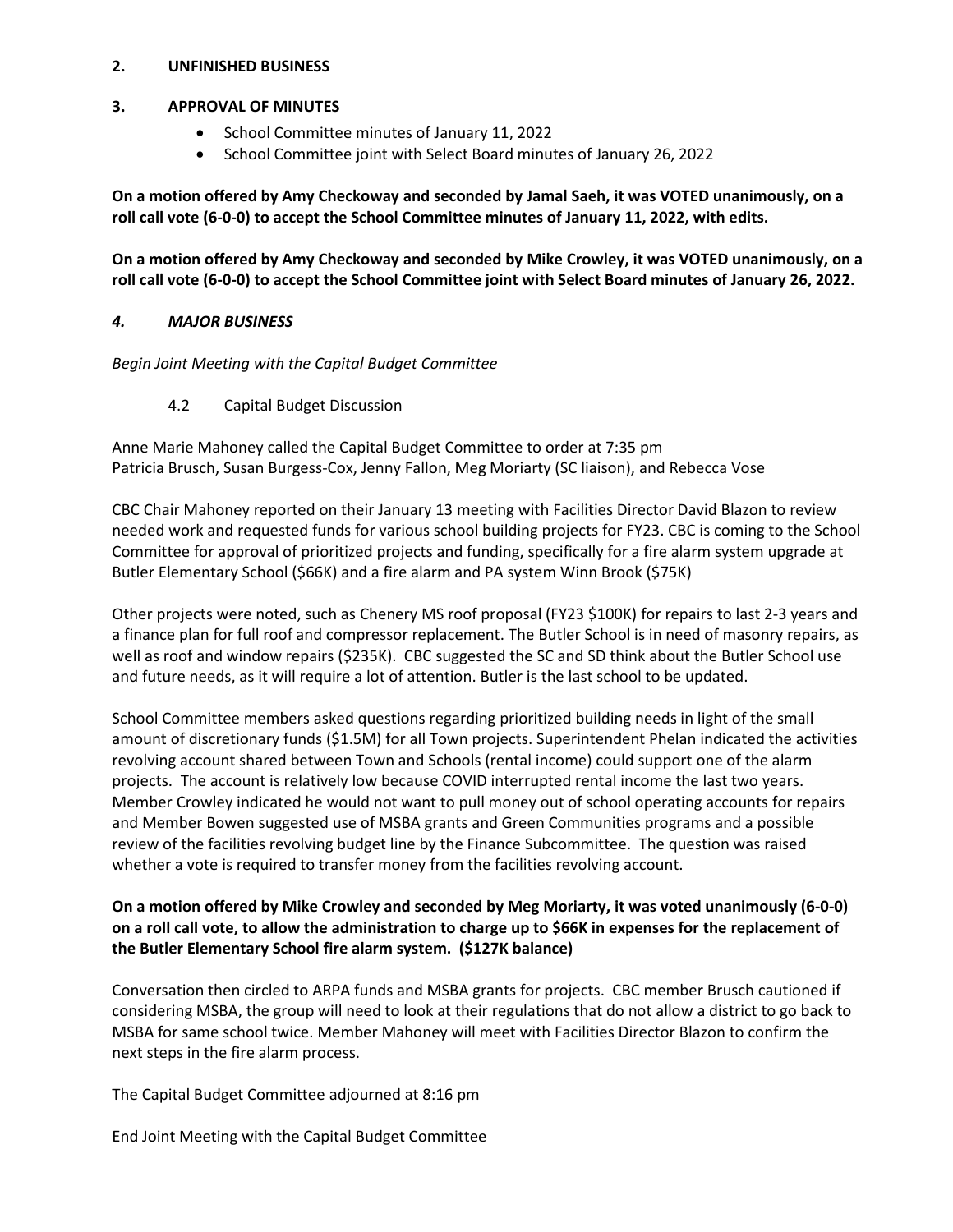## 2. UNFINISHED BUSINESS

## 3. APPROVAL OF MINUTES

- School Committee minutes of January 11, 2022
- School Committee joint with Select Board minutes of January 26, 2022

**On a motion offered by Amy Checkoway and seconded by Jamal Saeh, it was VOTED unanimously, on a roll call vote (6-0-0) to accept the School Committee minutes of January 11, 2022, with edits.**

**On a motion offered by Amy Checkoway and seconded by Mike Crowley, it was VOTED unanimously, on a roll call vote (6-0-0) to accept the School Committee joint with Select Board minutes of January 26, 2022.**

## *4. MAJOR BUSINESS*

*Begin Joint Meeting with the Capital Budget Committee*

4.2 Capital Budget Discussion

Anne Marie Mahoney called the Capital Budget Committee to order at 7:35 pm
Patricia Brusch, Susan Burgess-Cox, Jenny Fallon, Meg Moriarty (SC liaison), and Rebecca Vose

CBC Chair Mahoney reported on their January 13 meeting with Facilities Director David Blazon to review needed work and requested funds for various school building projects for FY23. CBC is coming to the School Committee for approval of prioritized projects and funding, specifically for a fire alarm system upgrade at Butler Elementary School ($66K) and a fire alarm and PA system Winn Brook ($75K)

Other projects were noted, such as Chenery MS roof proposal (FY23 $100K) for repairs to last 2-3 years and a finance plan for full roof and compressor replacement. The Butler School is in need of masonry repairs, as well as roof and window repairs ($235K). CBC suggested the SC and SD think about the Butler School use and future needs, as it will require a lot of attention. Butler is the last school to be updated.

School Committee members asked questions regarding prioritized building needs in light of the small amount of discretionary funds ($1.5M) for all Town projects. Superintendent Phelan indicated the activities revolving account shared between Town and Schools (rental income) could support one of the alarm projects. The account is relatively low because COVID interrupted rental income the last two years. Member Crowley indicated he would not want to pull money out of school operating accounts for repairs and Member Bowen suggested use of MSBA grants and Green Communities programs and a possible review of the facilities revolving budget line by the Finance Subcommittee. The question was raised whether a vote is required to transfer money from the facilities revolving account.

**On a motion offered by Mike Crowley and seconded by Meg Moriarty, it was voted unanimously (6-0-0) on a roll call vote, to allow the administration to charge up to $66K in expenses for the replacement of the Butler Elementary School fire alarm system. ($127K balance)**

Conversation then circled to ARPA funds and MSBA grants for projects. CBC member Brusch cautioned if considering MSBA, the group will need to look at their regulations that do not allow a district to go back to MSBA for same school twice. Member Mahoney will meet with Facilities Director Blazon to confirm the next steps in the fire alarm process.

The Capital Budget Committee adjourned at 8:16 pm

End Joint Meeting with the Capital Budget Committee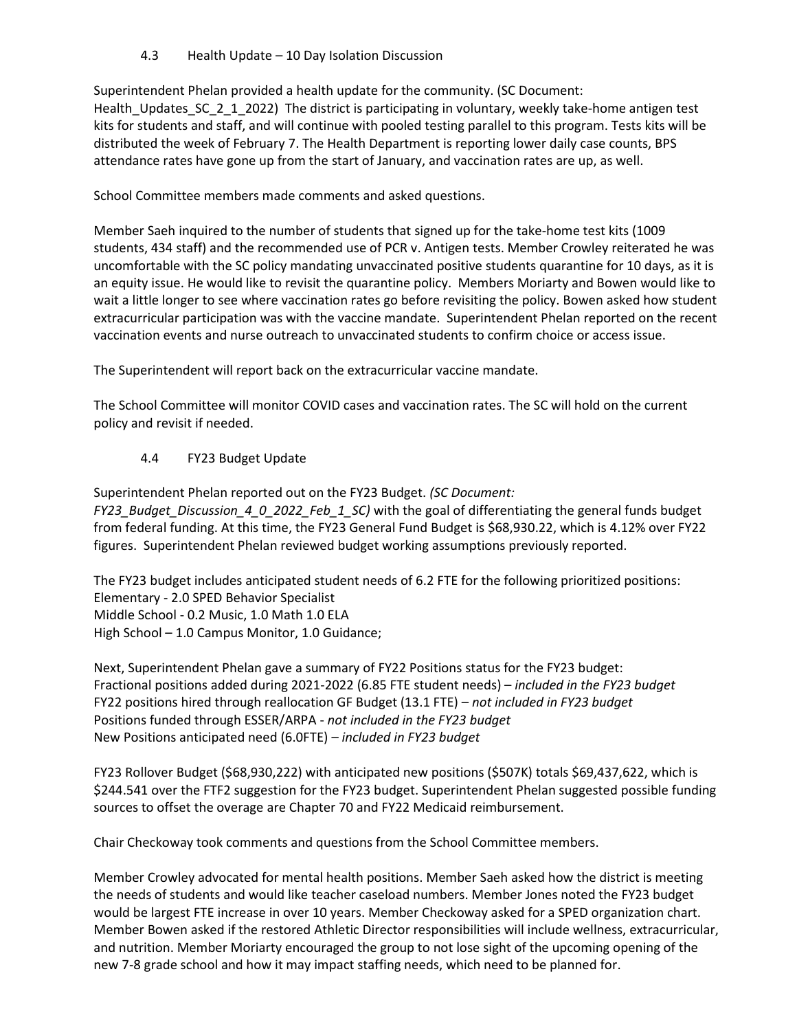### 4.3 Health Update – 10 Day Isolation Discussion

Superintendent Phelan provided a health update for the community. (SC Document: Health_Updates_SC_2_1_2022) The district is participating in voluntary, weekly take-home antigen test kits for students and staff, and will continue with pooled testing parallel to this program. Tests kits will be distributed the week of February 7. The Health Department is reporting lower daily case counts, BPS attendance rates have gone up from the start of January, and vaccination rates are up, as well.

School Committee members made comments and asked questions.

Member Saeh inquired to the number of students that signed up for the take-home test kits (1009 students, 434 staff) and the recommended use of PCR v. Antigen tests. Member Crowley reiterated he was uncomfortable with the SC policy mandating unvaccinated positive students quarantine for 10 days, as it is an equity issue. He would like to revisit the quarantine policy. Members Moriarty and Bowen would like to wait a little longer to see where vaccination rates go before revisiting the policy. Bowen asked how student extracurricular participation was with the vaccine mandate. Superintendent Phelan reported on the recent vaccination events and nurse outreach to unvaccinated students to confirm choice or access issue.

The Superintendent will report back on the extracurricular vaccine mandate.

The School Committee will monitor COVID cases and vaccination rates. The SC will hold on the current policy and revisit if needed.

### 4.4 FY23 Budget Update

Superintendent Phelan reported out on the FY23 Budget. *(SC Document: FY23_Budget_Discussion_4_0_2022_Feb_1_SC)* with the goal of differentiating the general funds budget from federal funding. At this time, the FY23 General Fund Budget is $68,930.22, which is 4.12% over FY22 figures. Superintendent Phelan reviewed budget working assumptions previously reported.

The FY23 budget includes anticipated student needs of 6.2 FTE for the following prioritized positions:
Elementary - 2.0 SPED Behavior Specialist
Middle School - 0.2 Music, 1.0 Math 1.0 ELA
High School – 1.0 Campus Monitor, 1.0 Guidance;

Next, Superintendent Phelan gave a summary of FY22 Positions status for the FY23 budget:
Fractional positions added during 2021-2022 (6.85 FTE student needs) – *included in the FY23 budget*
FY22 positions hired through reallocation GF Budget (13.1 FTE) – *not included in FY23 budget*
Positions funded through ESSER/ARPA - *not included in the FY23 budget*
New Positions anticipated need (6.0FTE) – *included in FY23 budget*

FY23 Rollover Budget ($68,930,222) with anticipated new positions ($507K) totals $69,437,622, which is $244.541 over the FTF2 suggestion for the FY23 budget. Superintendent Phelan suggested possible funding sources to offset the overage are Chapter 70 and FY22 Medicaid reimbursement.

Chair Checkoway took comments and questions from the School Committee members.

Member Crowley advocated for mental health positions. Member Saeh asked how the district is meeting the needs of students and would like teacher caseload numbers. Member Jones noted the FY23 budget would be largest FTE increase in over 10 years. Member Checkoway asked for a SPED organization chart. Member Bowen asked if the restored Athletic Director responsibilities will include wellness, extracurricular, and nutrition. Member Moriarty encouraged the group to not lose sight of the upcoming opening of the new 7-8 grade school and how it may impact staffing needs, which need to be planned for.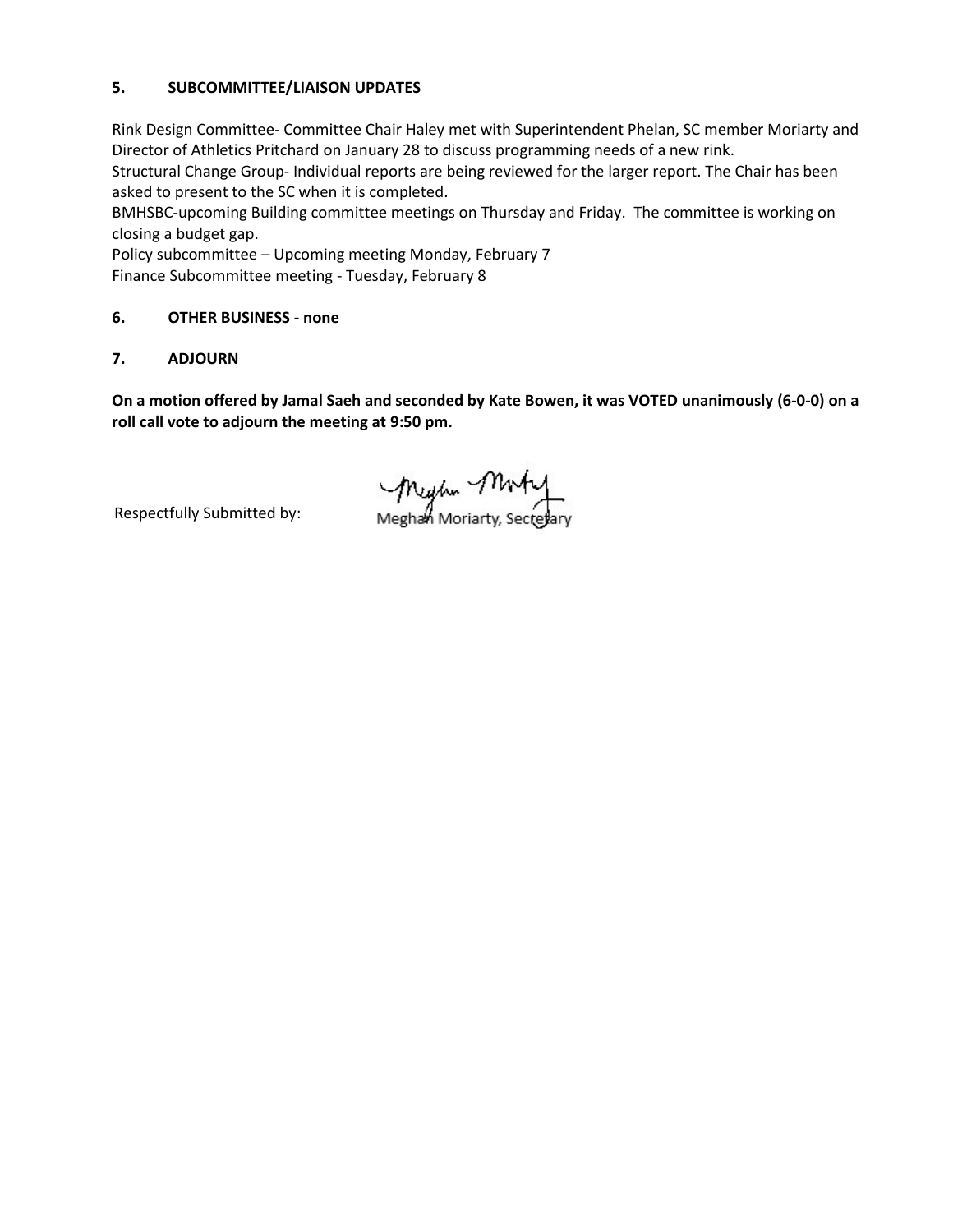## 5. SUBCOMMITTEE/LIAISON UPDATES

Rink Design Committee- Committee Chair Haley met with Superintendent Phelan, SC member Moriarty and Director of Athletics Pritchard on January 28 to discuss programming needs of a new rink.
Structural Change Group- Individual reports are being reviewed for the larger report. The Chair has been asked to present to the SC when it is completed.
BMHSBC-upcoming Building committee meetings on Thursday and Friday. The committee is working on closing a budget gap.
Policy subcommittee – Upcoming meeting Monday, February 7
Finance Subcommittee meeting - Tuesday, February 8

## 6. OTHER BUSINESS - none

## 7. ADJOURN

**On a motion offered by Jamal Saeh and seconded by Kate Bowen, it was VOTED unanimously (6-0-0) on a roll call vote to adjourn the meeting at 9:50 pm.**

Respectfully Submitted by: Meghan Moriarty, Secretary